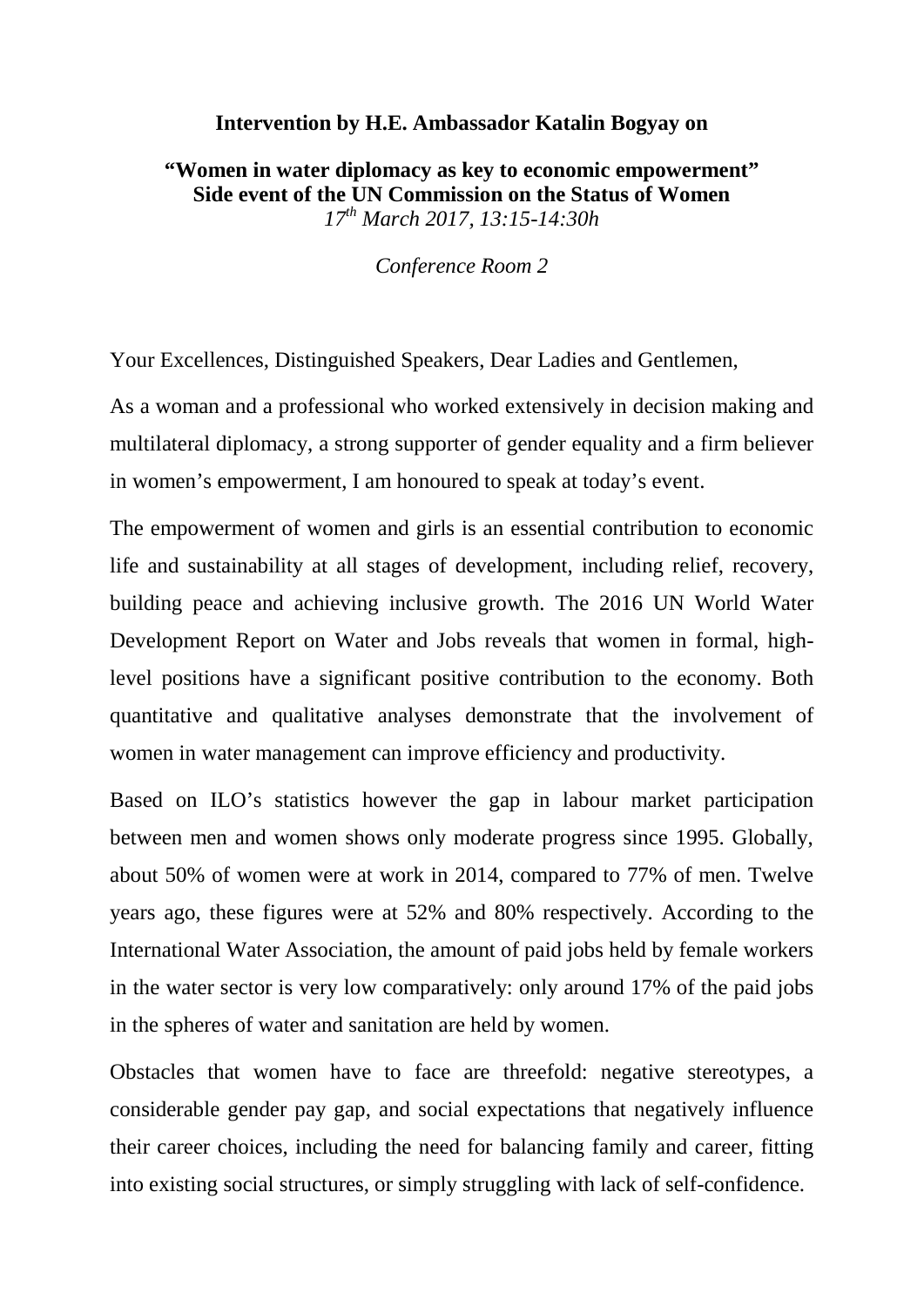**Intervention by H.E. Ambassador Katalin Bogyay on**

**"Women in water diplomacy as key to economic empowerment"**
**Side event of the UN Commission on the Status of Women**
*17th March 2017, 13:15-14:30h*

*Conference Room 2*

Your Excellences, Distinguished Speakers, Dear Ladies and Gentlemen,

As a woman and a professional who worked extensively in decision making and multilateral diplomacy, a strong supporter of gender equality and a firm believer in women's empowerment, I am honoured to speak at today's event.

The empowerment of women and girls is an essential contribution to economic life and sustainability at all stages of development, including relief, recovery, building peace and achieving inclusive growth. The 2016 UN World Water Development Report on Water and Jobs reveals that women in formal, high-level positions have a significant positive contribution to the economy. Both quantitative and qualitative analyses demonstrate that the involvement of women in water management can improve efficiency and productivity.

Based on ILO's statistics however the gap in labour market participation between men and women shows only moderate progress since 1995. Globally, about 50% of women were at work in 2014, compared to 77% of men. Twelve years ago, these figures were at 52% and 80% respectively. According to the International Water Association, the amount of paid jobs held by female workers in the water sector is very low comparatively: only around 17% of the paid jobs in the spheres of water and sanitation are held by women.

Obstacles that women have to face are threefold: negative stereotypes, a considerable gender pay gap, and social expectations that negatively influence their career choices, including the need for balancing family and career, fitting into existing social structures, or simply struggling with lack of self-confidence.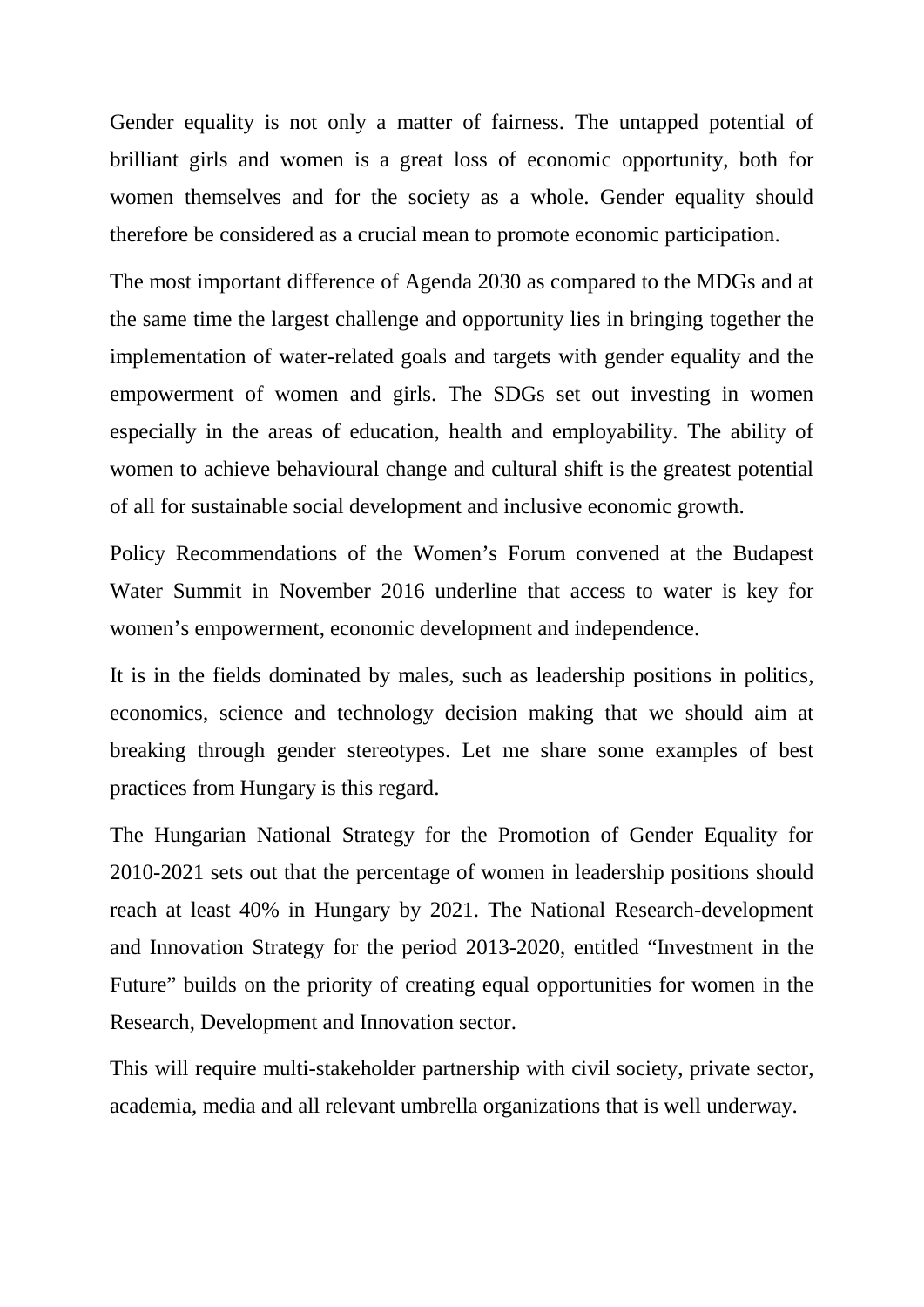Gender equality is not only a matter of fairness. The untapped potential of brilliant girls and women is a great loss of economic opportunity, both for women themselves and for the society as a whole. Gender equality should therefore be considered as a crucial mean to promote economic participation.

The most important difference of Agenda 2030 as compared to the MDGs and at the same time the largest challenge and opportunity lies in bringing together the implementation of water-related goals and targets with gender equality and the empowerment of women and girls. The SDGs set out investing in women especially in the areas of education, health and employability. The ability of women to achieve behavioural change and cultural shift is the greatest potential of all for sustainable social development and inclusive economic growth.

Policy Recommendations of the Women's Forum convened at the Budapest Water Summit in November 2016 underline that access to water is key for women's empowerment, economic development and independence.

It is in the fields dominated by males, such as leadership positions in politics, economics, science and technology decision making that we should aim at breaking through gender stereotypes. Let me share some examples of best practices from Hungary is this regard.

The Hungarian National Strategy for the Promotion of Gender Equality for 2010-2021 sets out that the percentage of women in leadership positions should reach at least 40% in Hungary by 2021. The National Research-development and Innovation Strategy for the period 2013-2020, entitled "Investment in the Future" builds on the priority of creating equal opportunities for women in the Research, Development and Innovation sector.

This will require multi-stakeholder partnership with civil society, private sector, academia, media and all relevant umbrella organizations that is well underway.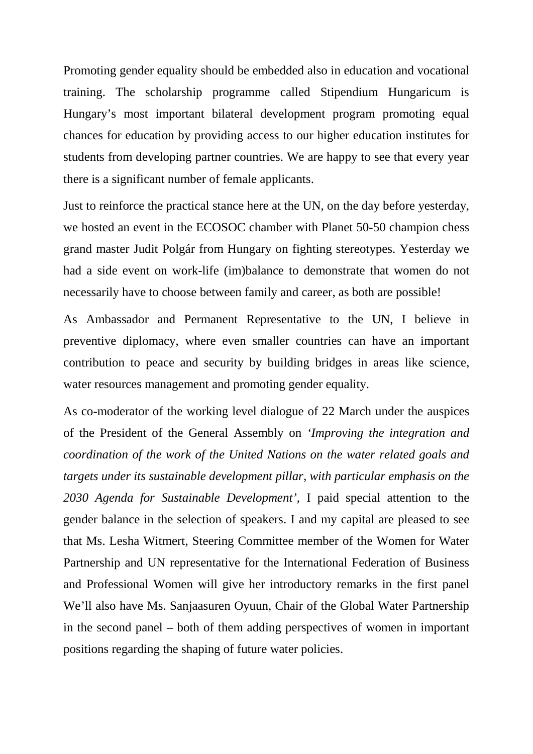Promoting gender equality should be embedded also in education and vocational training. The scholarship programme called Stipendium Hungaricum is Hungary’s most important bilateral development program promoting equal chances for education by providing access to our higher education institutes for students from developing partner countries. We are happy to see that every year there is a significant number of female applicants.

Just to reinforce the practical stance here at the UN, on the day before yesterday, we hosted an event in the ECOSOC chamber with Planet 50-50 champion chess grand master Judit Polgár from Hungary on fighting stereotypes. Yesterday we had a side event on work-life (im)balance to demonstrate that women do not necessarily have to choose between family and career, as both are possible!

As Ambassador and Permanent Representative to the UN, I believe in preventive diplomacy, where even smaller countries can have an important contribution to peace and security by building bridges in areas like science, water resources management and promoting gender equality.

As co-moderator of the working level dialogue of 22 March under the auspices of the President of the General Assembly on *‘Improving the integration and coordination of the work of the United Nations on the water related goals and targets under its sustainable development pillar, with particular emphasis on the 2030 Agenda for Sustainable Development’*, I paid special attention to the gender balance in the selection of speakers. I and my capital are pleased to see that Ms. Lesha Witmert, Steering Committee member of the Women for Water Partnership and UN representative for the International Federation of Business and Professional Women will give her introductory remarks in the first panel We’ll also have Ms. Sanjaasuren Oyuun, Chair of the Global Water Partnership in the second panel – both of them adding perspectives of women in important positions regarding the shaping of future water policies.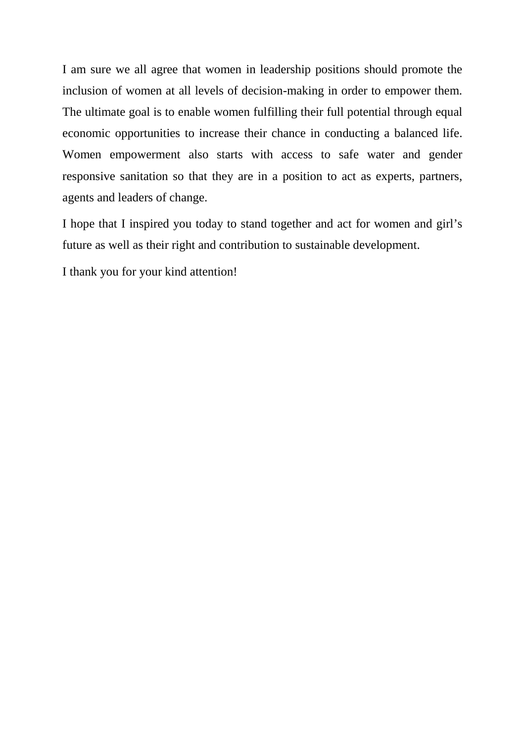I am sure we all agree that women in leadership positions should promote the inclusion of women at all levels of decision-making in order to empower them. The ultimate goal is to enable women fulfilling their full potential through equal economic opportunities to increase their chance in conducting a balanced life. Women empowerment also starts with access to safe water and gender responsive sanitation so that they are in a position to act as experts, partners, agents and leaders of change.

I hope that I inspired you today to stand together and act for women and girl's future as well as their right and contribution to sustainable development.

I thank you for your kind attention!